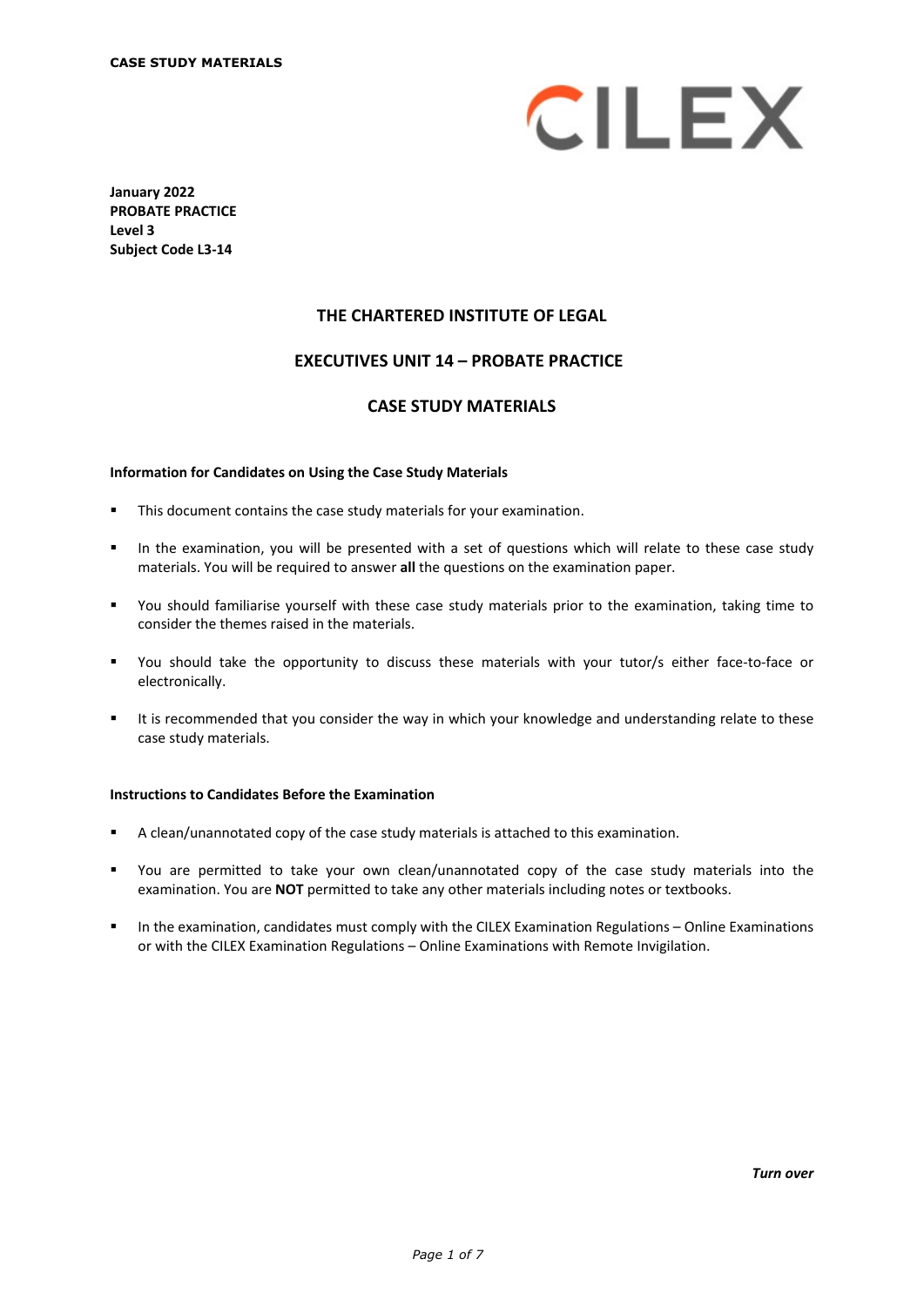**January 2022**
**PROBATE PRACTICE**
**Level 3**
**Subject Code L3-14**

# THE CHARTERED INSTITUTE OF LEGAL

# EXECUTIVES UNIT 14 – PROBATE PRACTICE

# CASE STUDY MATERIALS

### Information for Candidates on Using the Case Study Materials

- This document contains the case study materials for your examination.
- In the examination, you will be presented with a set of questions which will relate to these case study materials. You will be required to answer **all** the questions on the examination paper.
- You should familiarise yourself with these case study materials prior to the examination, taking time to consider the themes raised in the materials.
- You should take the opportunity to discuss these materials with your tutor/s either face-to-face or electronically.
- It is recommended that you consider the way in which your knowledge and understanding relate to these case study materials.

### Instructions to Candidates Before the Examination

- A clean/unannotated copy of the case study materials is attached to this examination.
- You are permitted to take your own clean/unannotated copy of the case study materials into the examination. You are **NOT** permitted to take any other materials including notes or textbooks.
- In the examination, candidates must comply with the CILEX Examination Regulations – Online Examinations or with the CILEX Examination Regulations – Online Examinations with Remote Invigilation.

***Turn over***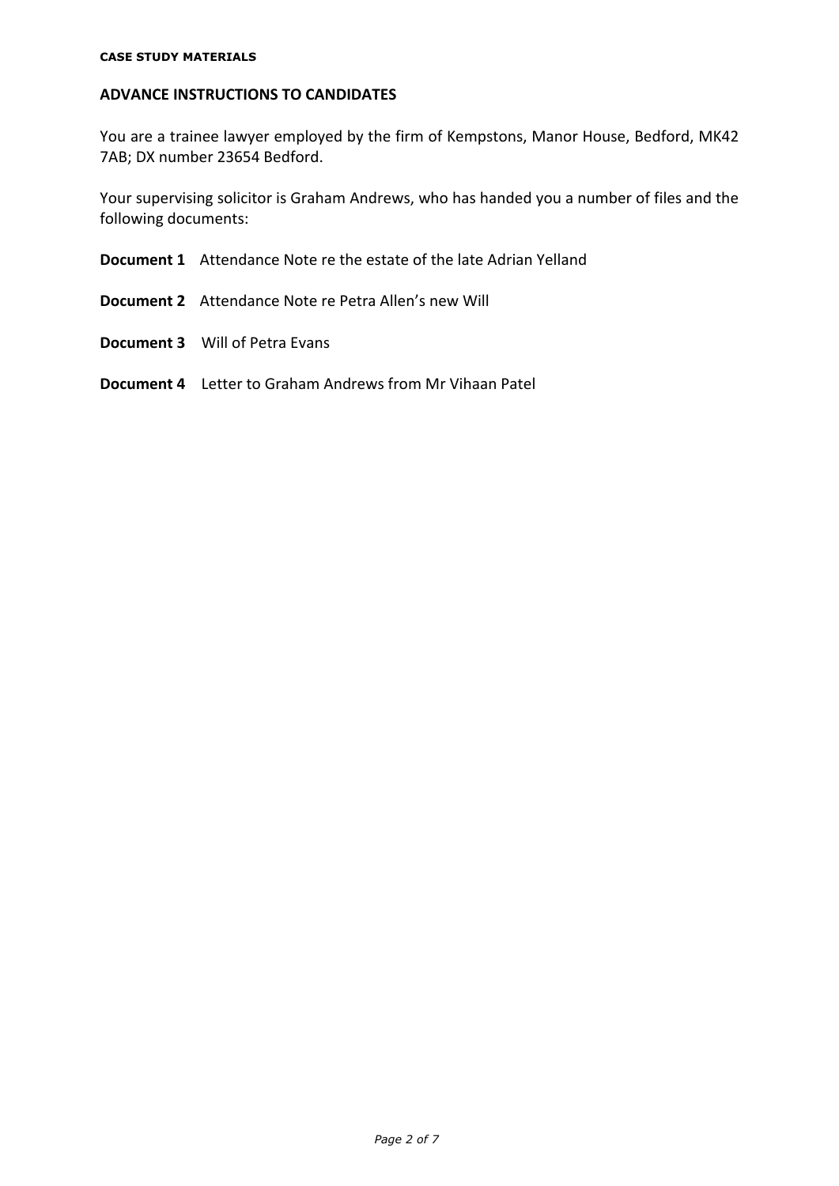## ADVANCE INSTRUCTIONS TO CANDIDATES

You are a trainee lawyer employed by the firm of Kempstons, Manor House, Bedford, MK42 7AB; DX number 23654 Bedford.

Your supervising solicitor is Graham Andrews, who has handed you a number of files and the following documents:

**Document 1** Attendance Note re the estate of the late Adrian Yelland

**Document 2** Attendance Note re Petra Allen's new Will

**Document 3** Will of Petra Evans

**Document 4** Letter to Graham Andrews from Mr Vihaan Patel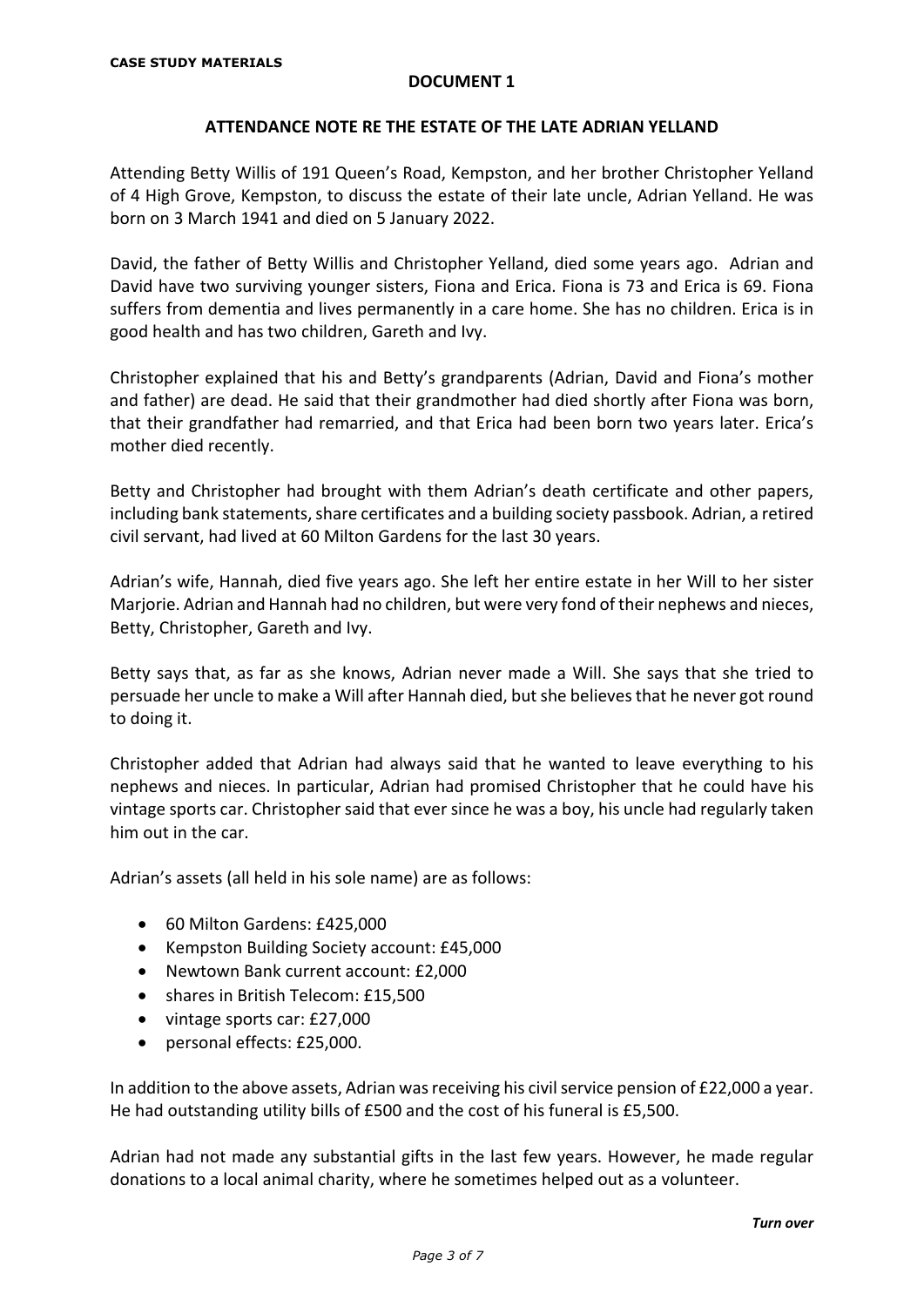**CASE STUDY MATERIALS**

## DOCUMENT 1

### ATTENDANCE NOTE RE THE ESTATE OF THE LATE ADRIAN YELLAND

Attending Betty Willis of 191 Queen's Road, Kempston, and her brother Christopher Yelland of 4 High Grove, Kempston, to discuss the estate of their late uncle, Adrian Yelland. He was born on 3 March 1941 and died on 5 January 2022.

David, the father of Betty Willis and Christopher Yelland, died some years ago. Adrian and David have two surviving younger sisters, Fiona and Erica. Fiona is 73 and Erica is 69. Fiona suffers from dementia and lives permanently in a care home. She has no children. Erica is in good health and has two children, Gareth and Ivy.

Christopher explained that his and Betty's grandparents (Adrian, David and Fiona's mother and father) are dead. He said that their grandmother had died shortly after Fiona was born, that their grandfather had remarried, and that Erica had been born two years later. Erica's mother died recently.

Betty and Christopher had brought with them Adrian's death certificate and other papers, including bank statements, share certificates and a building society passbook. Adrian, a retired civil servant, had lived at 60 Milton Gardens for the last 30 years.

Adrian's wife, Hannah, died five years ago. She left her entire estate in her Will to her sister Marjorie. Adrian and Hannah had no children, but were very fond of their nephews and nieces, Betty, Christopher, Gareth and Ivy.

Betty says that, as far as she knows, Adrian never made a Will. She says that she tried to persuade her uncle to make a Will after Hannah died, but she believes that he never got round to doing it.

Christopher added that Adrian had always said that he wanted to leave everything to his nephews and nieces. In particular, Adrian had promised Christopher that he could have his vintage sports car. Christopher said that ever since he was a boy, his uncle had regularly taken him out in the car.

Adrian's assets (all held in his sole name) are as follows:

- 60 Milton Gardens: £425,000
- Kempston Building Society account: £45,000
- Newtown Bank current account: £2,000
- shares in British Telecom: £15,500
- vintage sports car: £27,000
- personal effects: £25,000.

In addition to the above assets, Adrian was receiving his civil service pension of £22,000 a year. He had outstanding utility bills of £500 and the cost of his funeral is £5,500.

Adrian had not made any substantial gifts in the last few years. However, he made regular donations to a local animal charity, where he sometimes helped out as a volunteer.

***Turn over***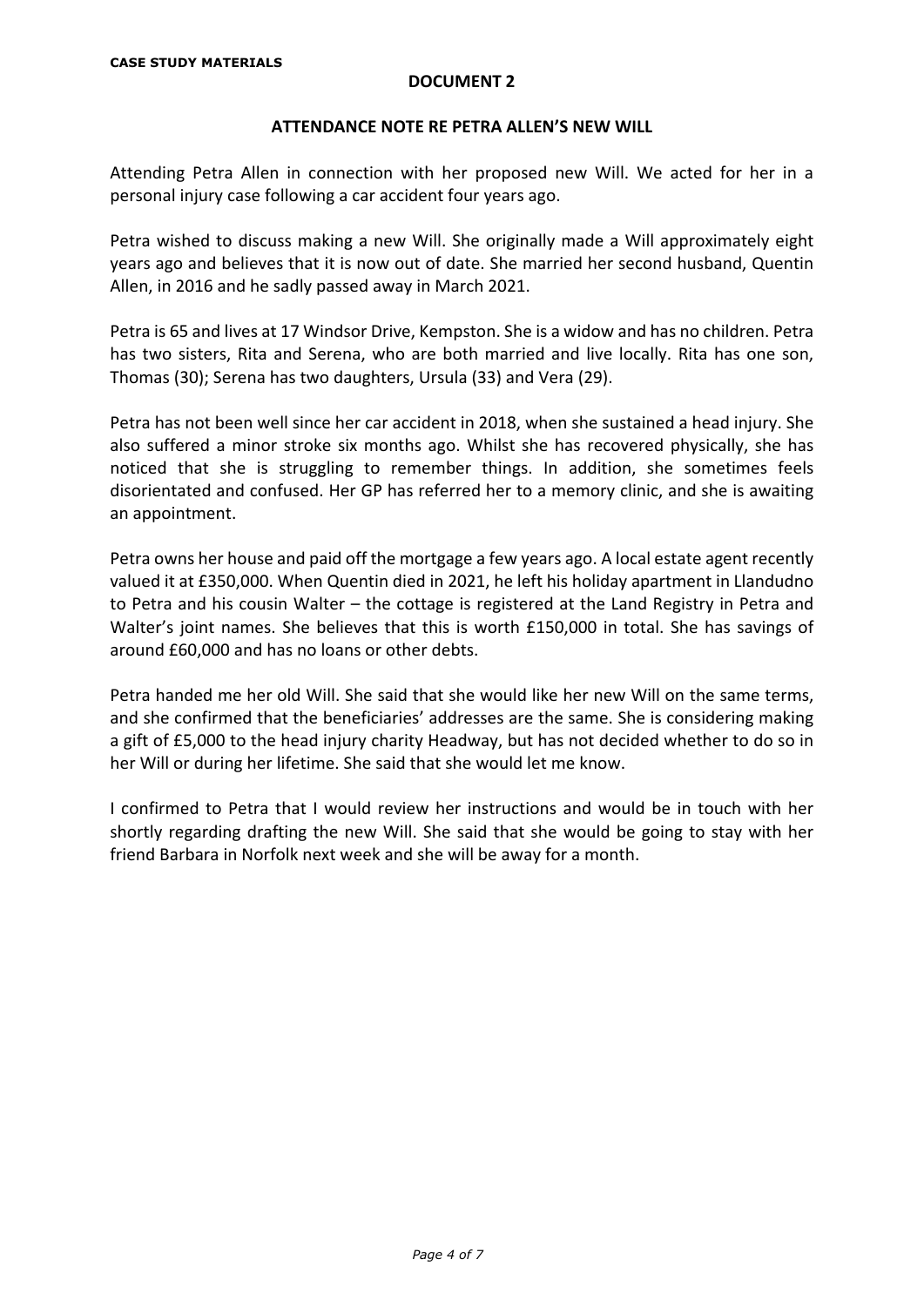**CASE STUDY MATERIALS**

**DOCUMENT 2**

**ATTENDANCE NOTE RE PETRA ALLEN'S NEW WILL**

Attending Petra Allen in connection with her proposed new Will. We acted for her in a personal injury case following a car accident four years ago.

Petra wished to discuss making a new Will. She originally made a Will approximately eight years ago and believes that it is now out of date. She married her second husband, Quentin Allen, in 2016 and he sadly passed away in March 2021.

Petra is 65 and lives at 17 Windsor Drive, Kempston. She is a widow and has no children. Petra has two sisters, Rita and Serena, who are both married and live locally. Rita has one son, Thomas (30); Serena has two daughters, Ursula (33) and Vera (29).

Petra has not been well since her car accident in 2018, when she sustained a head injury. She also suffered a minor stroke six months ago. Whilst she has recovered physically, she has noticed that she is struggling to remember things. In addition, she sometimes feels disorientated and confused. Her GP has referred her to a memory clinic, and she is awaiting an appointment.

Petra owns her house and paid off the mortgage a few years ago. A local estate agent recently valued it at £350,000. When Quentin died in 2021, he left his holiday apartment in Llandudno to Petra and his cousin Walter – the cottage is registered at the Land Registry in Petra and Walter's joint names. She believes that this is worth £150,000 in total. She has savings of around £60,000 and has no loans or other debts.

Petra handed me her old Will. She said that she would like her new Will on the same terms, and she confirmed that the beneficiaries' addresses are the same. She is considering making a gift of £5,000 to the head injury charity Headway, but has not decided whether to do so in her Will or during her lifetime. She said that she would let me know.

I confirmed to Petra that I would review her instructions and would be in touch with her shortly regarding drafting the new Will. She said that she would be going to stay with her friend Barbara in Norfolk next week and she will be away for a month.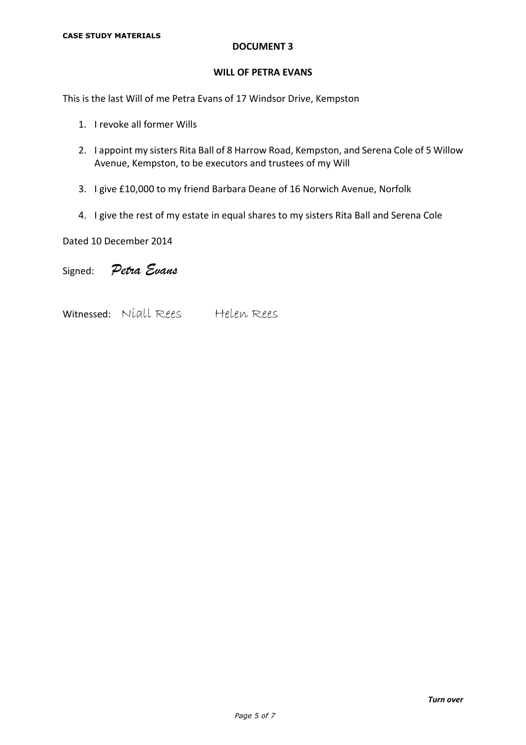**CASE STUDY MATERIALS**

**DOCUMENT 3**

**WILL OF PETRA EVANS**

This is the last Will of me Petra Evans of 17 Windsor Drive, Kempston

1. I revoke all former Wills
2. I appoint my sisters Rita Ball of 8 Harrow Road, Kempston, and Serena Cole of 5 Willow Avenue, Kempston, to be executors and trustees of my Will
3. I give £10,000 to my friend Barbara Deane of 16 Norwich Avenue, Norfolk
4. I give the rest of my estate in equal shares to my sisters Rita Ball and Serena Cole

Dated 10 December 2014

Signed: *Petra Evans*

Witnessed: Niall Rees    Helen Rees

***Turn over***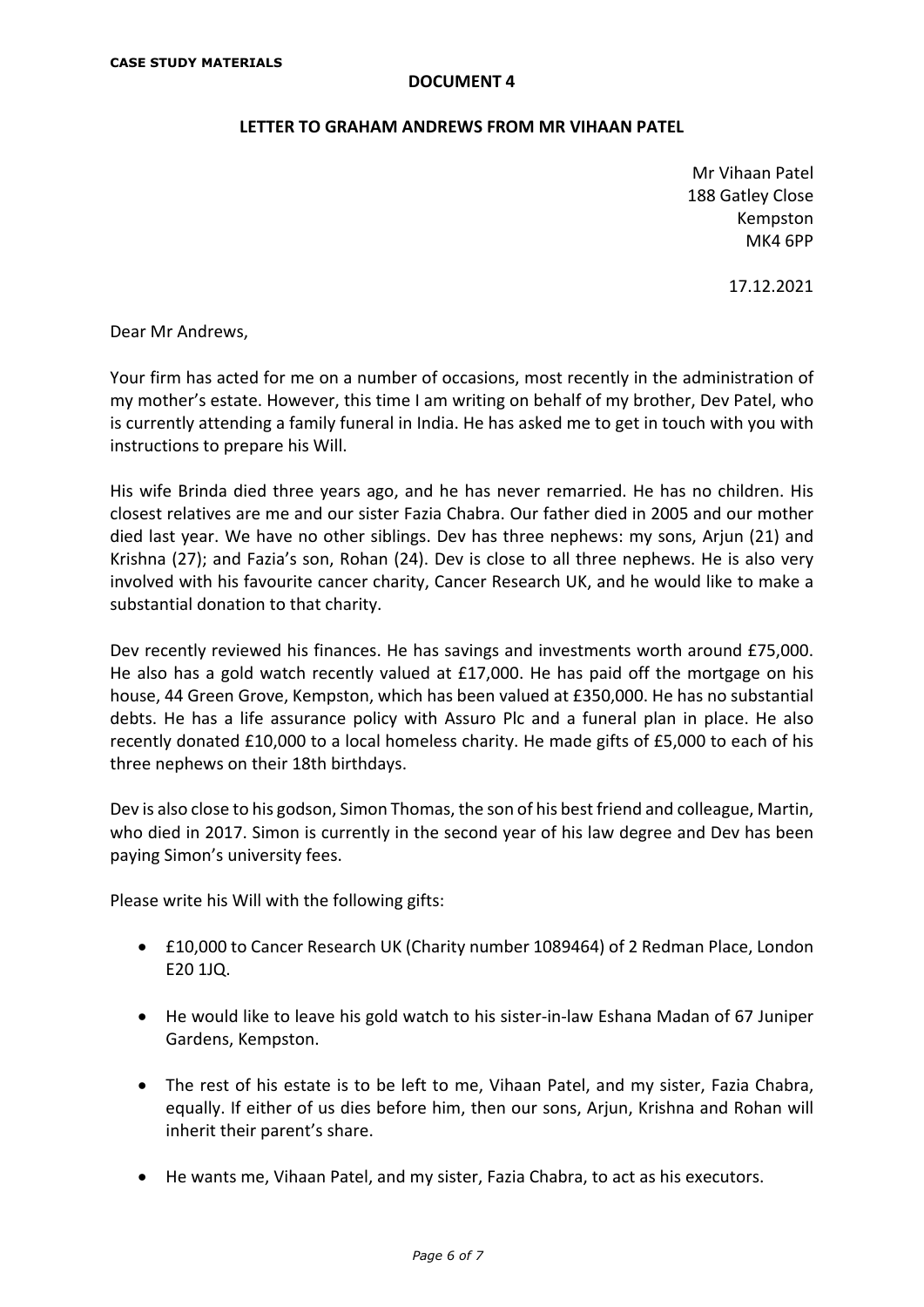**CASE STUDY MATERIALS**

**DOCUMENT 4**

**LETTER TO GRAHAM ANDREWS FROM MR VIHAAN PATEL**

Mr Vihaan Patel
188 Gatley Close
Kempston
MK4 6PP

17.12.2021

Dear Mr Andrews,

Your firm has acted for me on a number of occasions, most recently in the administration of my mother's estate. However, this time I am writing on behalf of my brother, Dev Patel, who is currently attending a family funeral in India. He has asked me to get in touch with you with instructions to prepare his Will.

His wife Brinda died three years ago, and he has never remarried. He has no children. His closest relatives are me and our sister Fazia Chabra. Our father died in 2005 and our mother died last year. We have no other siblings. Dev has three nephews: my sons, Arjun (21) and Krishna (27); and Fazia's son, Rohan (24). Dev is close to all three nephews. He is also very involved with his favourite cancer charity, Cancer Research UK, and he would like to make a substantial donation to that charity.

Dev recently reviewed his finances. He has savings and investments worth around £75,000. He also has a gold watch recently valued at £17,000. He has paid off the mortgage on his house, 44 Green Grove, Kempston, which has been valued at £350,000. He has no substantial debts. He has a life assurance policy with Assuro Plc and a funeral plan in place. He also recently donated £10,000 to a local homeless charity. He made gifts of £5,000 to each of his three nephews on their 18th birthdays.

Dev is also close to his godson, Simon Thomas, the son of his best friend and colleague, Martin, who died in 2017. Simon is currently in the second year of his law degree and Dev has been paying Simon's university fees.

Please write his Will with the following gifts:

- £10,000 to Cancer Research UK (Charity number 1089464) of 2 Redman Place, London E20 1JQ.
- He would like to leave his gold watch to his sister-in-law Eshana Madan of 67 Juniper Gardens, Kempston.
- The rest of his estate is to be left to me, Vihaan Patel, and my sister, Fazia Chabra, equally. If either of us dies before him, then our sons, Arjun, Krishna and Rohan will inherit their parent's share.
- He wants me, Vihaan Patel, and my sister, Fazia Chabra, to act as his executors.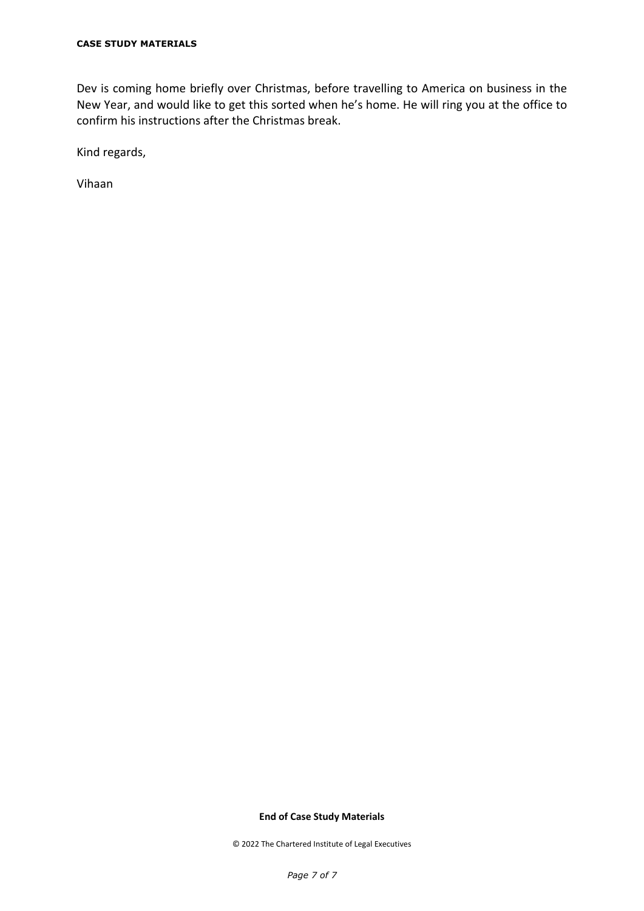Dev is coming home briefly over Christmas, before travelling to America on business in the New Year, and would like to get this sorted when he's home. He will ring you at the office to confirm his instructions after the Christmas break.

Kind regards,

Vihaan

**End of Case Study Materials**

© 2022 The Chartered Institute of Legal Executives